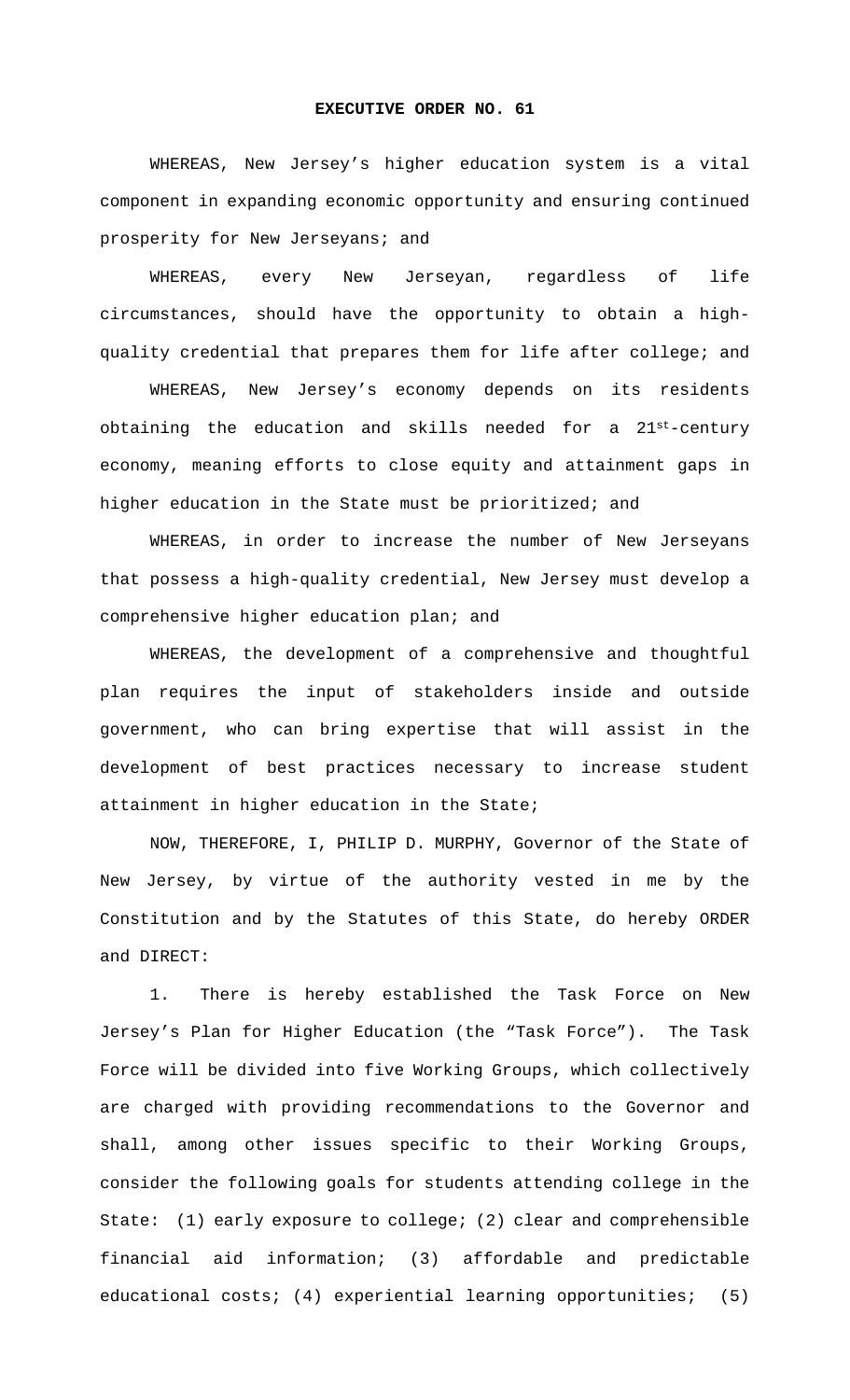# EXECUTIVE ORDER NO. 61

WHEREAS, New Jersey's higher education system is a vital component in expanding economic opportunity and ensuring continued prosperity for New Jerseyans; and

WHEREAS, every New Jerseyan, regardless of life circumstances, should have the opportunity to obtain a high-quality credential that prepares them for life after college; and

WHEREAS, New Jersey's economy depends on its residents obtaining the education and skills needed for a 21st-century economy, meaning efforts to close equity and attainment gaps in higher education in the State must be prioritized; and

WHEREAS, in order to increase the number of New Jerseyans that possess a high-quality credential, New Jersey must develop a comprehensive higher education plan; and

WHEREAS, the development of a comprehensive and thoughtful plan requires the input of stakeholders inside and outside government, who can bring expertise that will assist in the development of best practices necessary to increase student attainment in higher education in the State;

NOW, THEREFORE, I, PHILIP D. MURPHY, Governor of the State of New Jersey, by virtue of the authority vested in me by the Constitution and by the Statutes of this State, do hereby ORDER and DIRECT:

1. There is hereby established the Task Force on New Jersey's Plan for Higher Education (the "Task Force"). The Task Force will be divided into five Working Groups, which collectively are charged with providing recommendations to the Governor and shall, among other issues specific to their Working Groups, consider the following goals for students attending college in the State: (1) early exposure to college; (2) clear and comprehensible financial aid information; (3) affordable and predictable educational costs; (4) experiential learning opportunities; (5)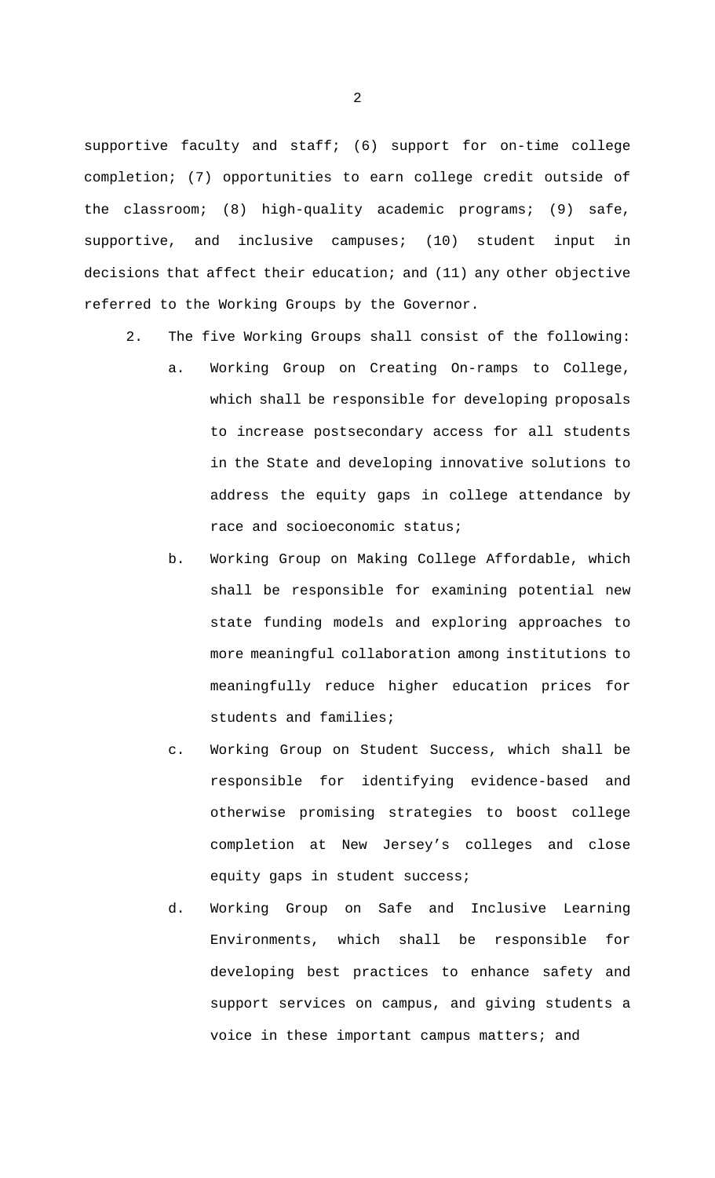supportive faculty and staff; (6) support for on-time college completion; (7) opportunities to earn college credit outside of the classroom; (8) high-quality academic programs; (9) safe, supportive, and inclusive campuses; (10) student input in decisions that affect their education; and (11) any other objective referred to the Working Groups by the Governor.

2. The five Working Groups shall consist of the following:

   a. Working Group on Creating On-ramps to College, which shall be responsible for developing proposals to increase postsecondary access for all students in the State and developing innovative solutions to address the equity gaps in college attendance by race and socioeconomic status;

   b. Working Group on Making College Affordable, which shall be responsible for examining potential new state funding models and exploring approaches to more meaningful collaboration among institutions to meaningfully reduce higher education prices for students and families;

   c. Working Group on Student Success, which shall be responsible for identifying evidence-based and otherwise promising strategies to boost college completion at New Jersey's colleges and close equity gaps in student success;

   d. Working Group on Safe and Inclusive Learning Environments, which shall be responsible for developing best practices to enhance safety and support services on campus, and giving students a voice in these important campus matters; and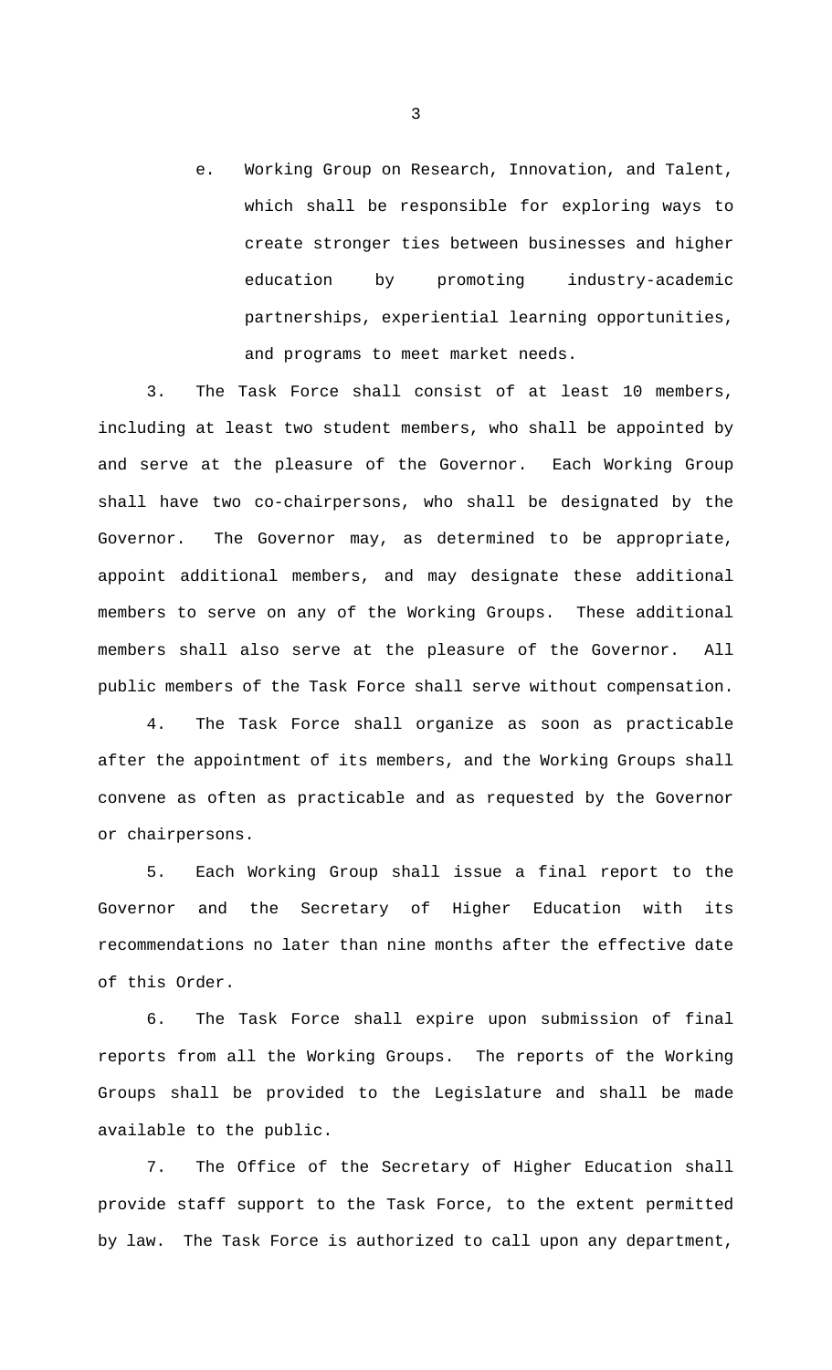e. Working Group on Research, Innovation, and Talent, which shall be responsible for exploring ways to create stronger ties between businesses and higher education by promoting industry-academic partnerships, experiential learning opportunities, and programs to meet market needs.

3. The Task Force shall consist of at least 10 members, including at least two student members, who shall be appointed by and serve at the pleasure of the Governor. Each Working Group shall have two co-chairpersons, who shall be designated by the Governor. The Governor may, as determined to be appropriate, appoint additional members, and may designate these additional members to serve on any of the Working Groups. These additional members shall also serve at the pleasure of the Governor. All public members of the Task Force shall serve without compensation.

4. The Task Force shall organize as soon as practicable after the appointment of its members, and the Working Groups shall convene as often as practicable and as requested by the Governor or chairpersons.

5. Each Working Group shall issue a final report to the Governor and the Secretary of Higher Education with its recommendations no later than nine months after the effective date of this Order.

6. The Task Force shall expire upon submission of final reports from all the Working Groups. The reports of the Working Groups shall be provided to the Legislature and shall be made available to the public.

7. The Office of the Secretary of Higher Education shall provide staff support to the Task Force, to the extent permitted by law. The Task Force is authorized to call upon any department,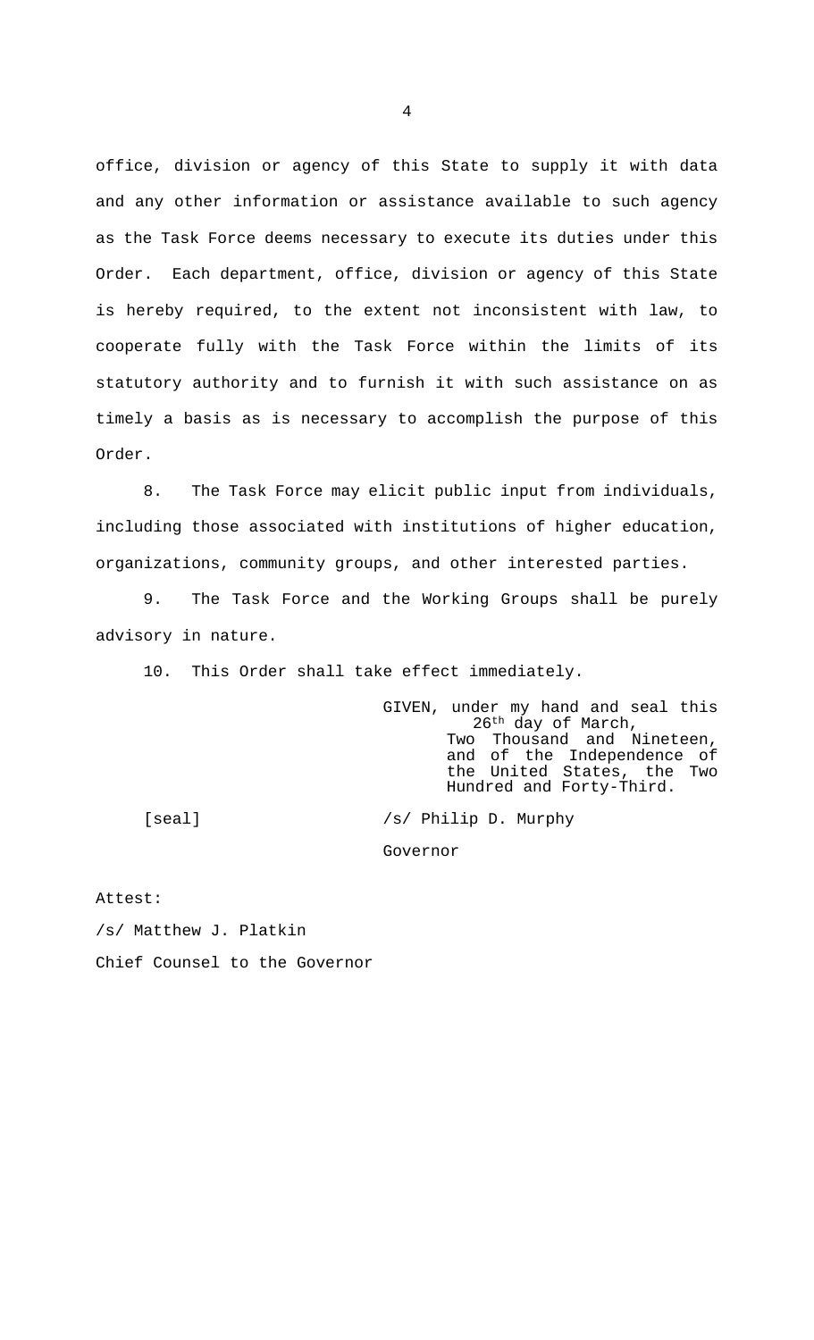office, division or agency of this State to supply it with data and any other information or assistance available to such agency as the Task Force deems necessary to execute its duties under this Order. Each department, office, division or agency of this State is hereby required, to the extent not inconsistent with law, to cooperate fully with the Task Force within the limits of its statutory authority and to furnish it with such assistance on as timely a basis as is necessary to accomplish the purpose of this Order.

8. The Task Force may elicit public input from individuals, including those associated with institutions of higher education, organizations, community groups, and other interested parties.

9. The Task Force and the Working Groups shall be purely advisory in nature.

10. This Order shall take effect immediately.

GIVEN, under my hand and seal this 26th day of March, Two Thousand and Nineteen, and of the Independence of the United States, the Two Hundred and Forty-Third.

[seal]

/s/ Philip D. Murphy

Governor

Attest:

/s/ Matthew J. Platkin

Chief Counsel to the Governor